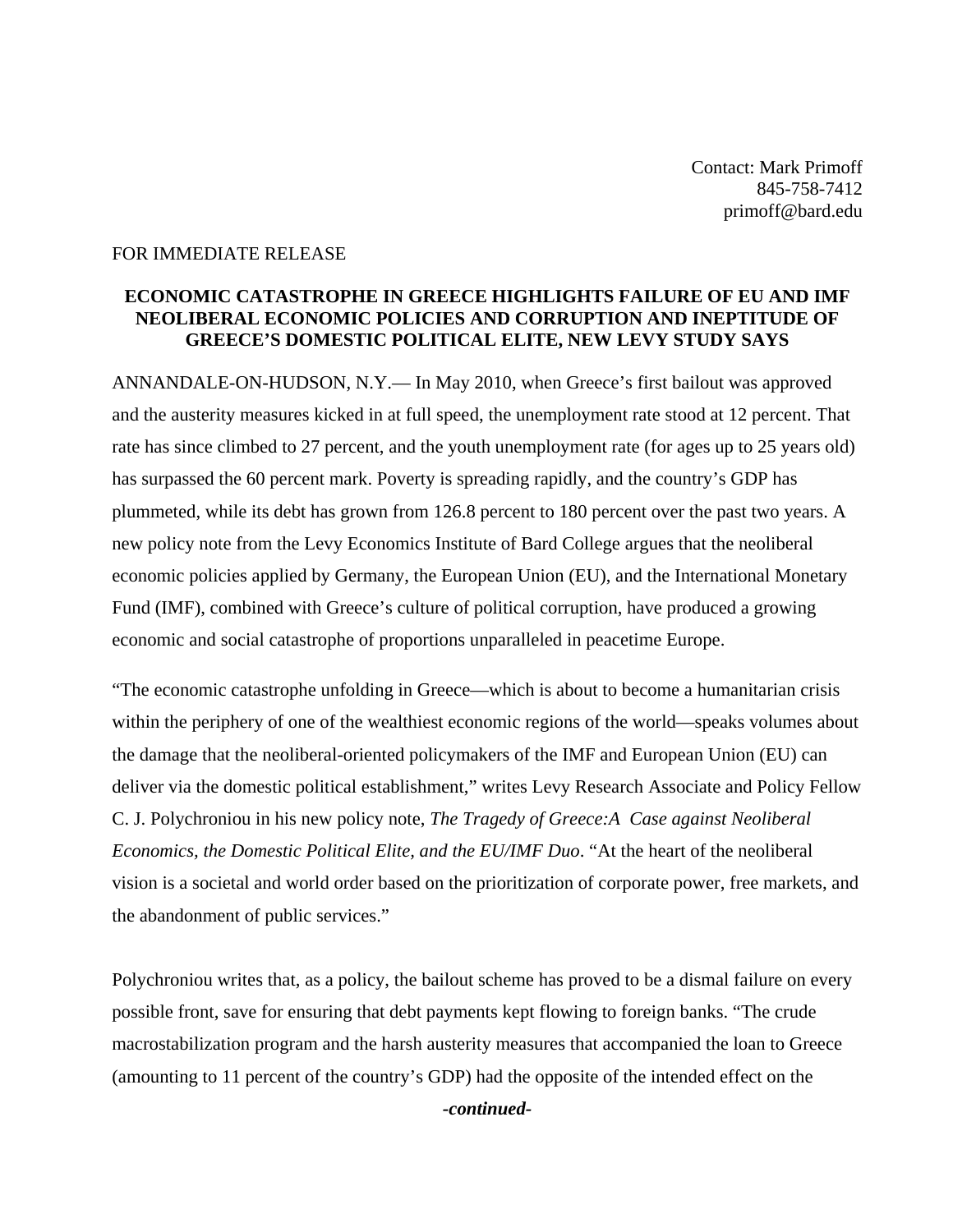Contact: Mark Primoff
845-758-7412
primoff@bard.edu

FOR IMMEDIATE RELEASE

**ECONOMIC CATASTROPHE IN GREECE HIGHLIGHTS FAILURE OF EU AND IMF NEOLIBERAL ECONOMIC POLICIES AND CORRUPTION AND INEPTITUDE OF GREECE'S DOMESTIC POLITICAL ELITE, NEW LEVY STUDY SAYS**

ANNANDALE-ON-HUDSON, N.Y.— In May 2010, when Greece's first bailout was approved and the austerity measures kicked in at full speed, the unemployment rate stood at 12 percent. That rate has since climbed to 27 percent, and the youth unemployment rate (for ages up to 25 years old) has surpassed the 60 percent mark. Poverty is spreading rapidly, and the country's GDP has plummeted, while its debt has grown from 126.8 percent to 180 percent over the past two years. A new policy note from the Levy Economics Institute of Bard College argues that the neoliberal economic policies applied by Germany, the European Union (EU), and the International Monetary Fund (IMF), combined with Greece's culture of political corruption, have produced a growing economic and social catastrophe of proportions unparalleled in peacetime Europe.

"The economic catastrophe unfolding in Greece—which is about to become a humanitarian crisis within the periphery of one of the wealthiest economic regions of the world—speaks volumes about the damage that the neoliberal-oriented policymakers of the IMF and European Union (EU) can deliver via the domestic political establishment," writes Levy Research Associate and Policy Fellow C. J. Polychroniou in his new policy note, *The Tragedy of Greece: A Case against Neoliberal Economics, the Domestic Political Elite, and the EU/IMF Duo*. "At the heart of the neoliberal vision is a societal and world order based on the prioritization of corporate power, free markets, and the abandonment of public services."

Polychroniou writes that, as a policy, the bailout scheme has proved to be a dismal failure on every possible front, save for ensuring that debt payments kept flowing to foreign banks. "The crude macrostabilization program and the harsh austerity measures that accompanied the loan to Greece (amounting to 11 percent of the country's GDP) had the opposite of the intended effect on the

***-continued-***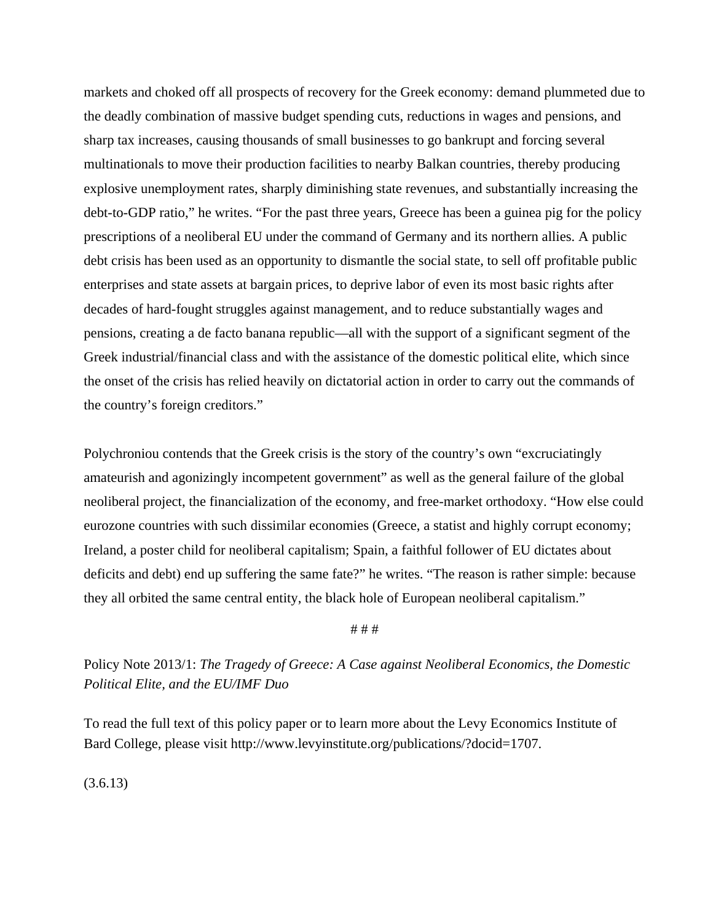markets and choked off all prospects of recovery for the Greek economy: demand plummeted due to the deadly combination of massive budget spending cuts, reductions in wages and pensions, and sharp tax increases, causing thousands of small businesses to go bankrupt and forcing several multinationals to move their production facilities to nearby Balkan countries, thereby producing explosive unemployment rates, sharply diminishing state revenues, and substantially increasing the debt-to-GDP ratio," he writes. "For the past three years, Greece has been a guinea pig for the policy prescriptions of a neoliberal EU under the command of Germany and its northern allies. A public debt crisis has been used as an opportunity to dismantle the social state, to sell off profitable public enterprises and state assets at bargain prices, to deprive labor of even its most basic rights after decades of hard-fought struggles against management, and to reduce substantially wages and pensions, creating a de facto banana republic—all with the support of a significant segment of the Greek industrial/financial class and with the assistance of the domestic political elite, which since the onset of the crisis has relied heavily on dictatorial action in order to carry out the commands of the country's foreign creditors."

Polychroniou contends that the Greek crisis is the story of the country's own "excruciatingly amateurish and agonizingly incompetent government" as well as the general failure of the global neoliberal project, the financialization of the economy, and free-market orthodoxy. "How else could eurozone countries with such dissimilar economies (Greece, a statist and highly corrupt economy; Ireland, a poster child for neoliberal capitalism; Spain, a faithful follower of EU dictates about deficits and debt) end up suffering the same fate?" he writes. "The reason is rather simple: because they all orbited the same central entity, the black hole of European neoliberal capitalism."

# # #

Policy Note 2013/1: *The Tragedy of Greece: A Case against Neoliberal Economics, the Domestic Political Elite, and the EU/IMF Duo*

To read the full text of this policy paper or to learn more about the Levy Economics Institute of Bard College, please visit http://www.levyinstitute.org/publications/?docid=1707.

(3.6.13)